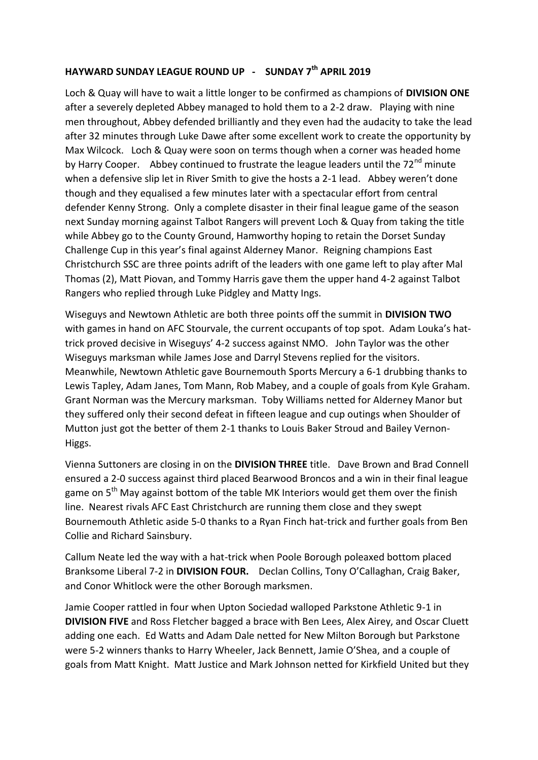**HAYWARD SUNDAY LEAGUE ROUND UP - SUNDAY 7th APRIL 2019**

Loch & Quay will have to wait a little longer to be confirmed as champions of **DIVISION ONE** after a severely depleted Abbey managed to hold them to a 2-2 draw. Playing with nine men throughout, Abbey defended brilliantly and they even had the audacity to take the lead after 32 minutes through Luke Dawe after some excellent work to create the opportunity by Max Wilcock. Loch & Quay were soon on terms though when a corner was headed home by Harry Cooper. Abbey continued to frustrate the league leaders until the 72nd minute when a defensive slip let in River Smith to give the hosts a 2-1 lead. Abbey weren't done though and they equalised a few minutes later with a spectacular effort from central defender Kenny Strong. Only a complete disaster in their final league game of the season next Sunday morning against Talbot Rangers will prevent Loch & Quay from taking the title while Abbey go to the County Ground, Hamworthy hoping to retain the Dorset Sunday Challenge Cup in this year's final against Alderney Manor. Reigning champions East Christchurch SSC are three points adrift of the leaders with one game left to play after Mal Thomas (2), Matt Piovan, and Tommy Harris gave them the upper hand 4-2 against Talbot Rangers who replied through Luke Pidgley and Matty Ings.

Wiseguys and Newtown Athletic are both three points off the summit in **DIVISION TWO** with games in hand on AFC Stourvale, the current occupants of top spot. Adam Louka's hat-trick proved decisive in Wiseguys' 4-2 success against NMO. John Taylor was the other Wiseguys marksman while James Jose and Darryl Stevens replied for the visitors. Meanwhile, Newtown Athletic gave Bournemouth Sports Mercury a 6-1 drubbing thanks to Lewis Tapley, Adam Janes, Tom Mann, Rob Mabey, and a couple of goals from Kyle Graham. Grant Norman was the Mercury marksman. Toby Williams netted for Alderney Manor but they suffered only their second defeat in fifteen league and cup outings when Shoulder of Mutton just got the better of them 2-1 thanks to Louis Baker Stroud and Bailey Vernon-Higgs.

Vienna Suttoners are closing in on the **DIVISION THREE** title. Dave Brown and Brad Connell ensured a 2-0 success against third placed Bearwood Broncos and a win in their final league game on 5th May against bottom of the table MK Interiors would get them over the finish line. Nearest rivals AFC East Christchurch are running them close and they swept Bournemouth Athletic aside 5-0 thanks to a Ryan Finch hat-trick and further goals from Ben Collie and Richard Sainsbury.

Callum Neate led the way with a hat-trick when Poole Borough poleaxed bottom placed Branksome Liberal 7-2 in **DIVISION FOUR.** Declan Collins, Tony O'Callaghan, Craig Baker, and Conor Whitlock were the other Borough marksmen.

Jamie Cooper rattled in four when Upton Sociedad walloped Parkstone Athletic 9-1 in **DIVISION FIVE** and Ross Fletcher bagged a brace with Ben Lees, Alex Airey, and Oscar Cluett adding one each. Ed Watts and Adam Dale netted for New Milton Borough but Parkstone were 5-2 winners thanks to Harry Wheeler, Jack Bennett, Jamie O'Shea, and a couple of goals from Matt Knight. Matt Justice and Mark Johnson netted for Kirkfield United but they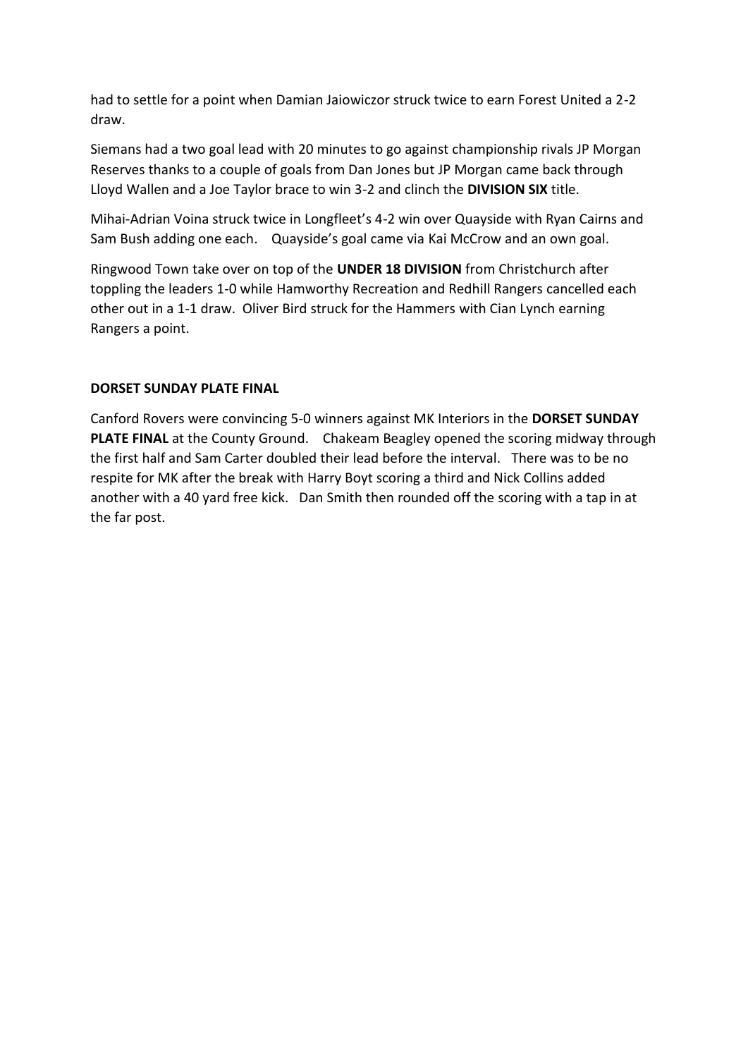had to settle for a point when Damian Jaiowiczor struck twice to earn Forest United a 2-2 draw.

Siemans had a two goal lead with 20 minutes to go against championship rivals JP Morgan Reserves thanks to a couple of goals from Dan Jones but JP Morgan came back through Lloyd Wallen and a Joe Taylor brace to win 3-2 and clinch the **DIVISION SIX** title.

Mihai-Adrian Voina struck twice in Longfleet's 4-2 win over Quayside with Ryan Cairns and Sam Bush adding one each. Quayside's goal came via Kai McCrow and an own goal.

Ringwood Town take over on top of the **UNDER 18 DIVISION** from Christchurch after toppling the leaders 1-0 while Hamworthy Recreation and Redhill Rangers cancelled each other out in a 1-1 draw. Oliver Bird struck for the Hammers with Cian Lynch earning Rangers a point.

**DORSET SUNDAY PLATE FINAL**

Canford Rovers were convincing 5-0 winners against MK Interiors in the **DORSET SUNDAY PLATE FINAL** at the County Ground. Chakeam Beagley opened the scoring midway through the first half and Sam Carter doubled their lead before the interval. There was to be no respite for MK after the break with Harry Boyt scoring a third and Nick Collins added another with a 40 yard free kick. Dan Smith then rounded off the scoring with a tap in at the far post.